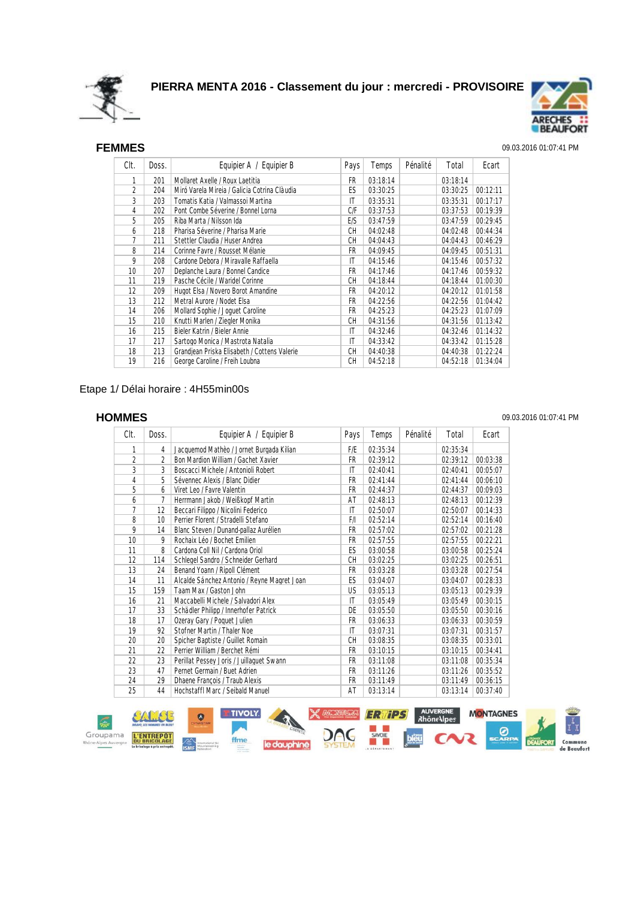# PIERRA MENTA 2016 - Classement du jour : mercredi - PROVISOIRE

## FEMMES

09.03.2016 01:07:41 PM

| Clt. | Doss. | Equipier A / Equipier B | Pays | Temps | Pénalité | Total | Ecart |
|---|---|---|---|---|---|---|---|
| 1 | 201 | Mollaret Axelle / Roux Laetitia | FR | 03:18:14 | | 03:18:14 | |
| 2 | 204 | Miró Varela Mireia / Galicia Cotrina Clàudia | ES | 03:30:25 | | 03:30:25 | 00:12:11 |
| 3 | 203 | Tomatis Katia / Valmassoi Martina | IT | 03:35:31 | | 03:35:31 | 00:17:17 |
| 4 | 202 | Pont Combe Séverine / Bonnel Lorna | C/F | 03:37:53 | | 03:37:53 | 00:19:39 |
| 5 | 205 | Riba Marta / Nilsson Ida | E/S | 03:47:59 | | 03:47:59 | 00:29:45 |
| 6 | 218 | Pharisa Séverine / Pharisa Marie | CH | 04:02:48 | | 04:02:48 | 00:44:34 |
| 7 | 211 | Stettler Claudia / Huser Andrea | CH | 04:04:43 | | 04:04:43 | 00:46:29 |
| 8 | 214 | Corinne Favre / Rousset Mélanie | FR | 04:09:45 | | 04:09:45 | 00:51:31 |
| 9 | 208 | Cardone Debora / Miravalle Raffaella | IT | 04:15:46 | | 04:15:46 | 00:57:32 |
| 10 | 207 | Deplanche Laura / Bonnel Candice | FR | 04:17:46 | | 04:17:46 | 00:59:32 |
| 11 | 219 | Pasche Cécile / Waridel Corinne | CH | 04:18:44 | | 04:18:44 | 01:00:30 |
| 12 | 209 | Hugot Elsa / Novero Borot Amandine | FR | 04:20:12 | | 04:20:12 | 01:01:58 |
| 13 | 212 | Metral Aurore / Nodet Elsa | FR | 04:22:56 | | 04:22:56 | 01:04:42 |
| 14 | 206 | Mollard Sophie / Joguet Caroline | FR | 04:25:23 | | 04:25:23 | 01:07:09 |
| 15 | 210 | Knutti Marlen / Ziegler Monika | CH | 04:31:56 | | 04:31:56 | 01:13:42 |
| 16 | 215 | Bieler Katrin / Bieler Annie | IT | 04:32:46 | | 04:32:46 | 01:14:32 |
| 17 | 217 | Sartogo Monica / Mastrota Natalia | IT | 04:33:42 | | 04:33:42 | 01:15:28 |
| 18 | 213 | Grandjean Priska Elisabeth / Cottens Valerie | CH | 04:40:38 | | 04:40:38 | 01:22:24 |
| 19 | 216 | George Caroline / Freih Loubna | CH | 04:52:18 | | 04:52:18 | 01:34:04 |

Etape 1/ Délai horaire : 4H55min00s

## HOMMES

09.03.2016 01:07:41 PM

| Clt. | Doss. | Equipier A / Equipier B | Pays | Temps | Pénalité | Total | Ecart |
|---|---|---|---|---|---|---|---|
| 1 | 4 | Jacquemod Mathèo / Jornet Burgada Kilian | F/E | 02:35:34 | | 02:35:34 | |
| 2 | 2 | Bon Mardion William / Gachet Xavier | FR | 02:39:12 | | 02:39:12 | 00:03:38 |
| 3 | 3 | Boscacci Michele / Antonioli Robert | IT | 02:40:41 | | 02:40:41 | 00:05:07 |
| 4 | 5 | Sévennec Alexis / Blanc Didier | FR | 02:41:44 | | 02:41:44 | 00:06:10 |
| 5 | 6 | Viret Leo / Favre Valentin | FR | 02:44:37 | | 02:44:37 | 00:09:03 |
| 6 | 7 | Herrmann Jakob / Weißkopf Martin | AT | 02:48:13 | | 02:48:13 | 00:12:39 |
| 7 | 12 | Beccari Filippo / Nicolini Federico | IT | 02:50:07 | | 02:50:07 | 00:14:33 |
| 8 | 10 | Perrier Florent / Stradelli Stefano | F/I | 02:52:14 | | 02:52:14 | 00:16:40 |
| 9 | 14 | Blanc Steven / Dunand-pallaz Aurélien | FR | 02:57:02 | | 02:57:02 | 00:21:28 |
| 10 | 9 | Rochaix Léo / Bochet Emilien | FR | 02:57:55 | | 02:57:55 | 00:22:21 |
| 11 | 8 | Cardona Coll Nil / Cardona Oriol | ES | 03:00:58 | | 03:00:58 | 00:25:24 |
| 12 | 114 | Schlegel Sandro / Schneider Gerhard | CH | 03:02:25 | | 03:02:25 | 00:26:51 |
| 13 | 24 | Benand Yoann / Ripoll Clément | FR | 03:03:28 | | 03:03:28 | 00:27:54 |
| 14 | 11 | Alcalde Sánchez Antonio / Reyne Magret Joan | ES | 03:04:07 | | 03:04:07 | 00:28:33 |
| 15 | 159 | Taam Max / Gaston John | US | 03:05:13 | | 03:05:13 | 00:29:39 |
| 16 | 21 | Maccabelli Michele / Salvadori Alex | IT | 03:05:49 | | 03:05:49 | 00:30:15 |
| 17 | 33 | Schädler Philipp / Innerhofer Patrick | DE | 03:05:50 | | 03:05:50 | 00:30:16 |
| 18 | 17 | Ozeray Gary / Poquet Julien | FR | 03:06:33 | | 03:06:33 | 00:30:59 |
| 19 | 92 | Stofner Martin / Thaler Noe | IT | 03:07:31 | | 03:07:31 | 00:31:57 |
| 20 | 20 | Spicher Baptiste / Guillet Romain | CH | 03:08:35 | | 03:08:35 | 00:33:01 |
| 21 | 22 | Perrier William / Berchet Rémi | FR | 03:10:15 | | 03:10:15 | 00:34:41 |
| 22 | 23 | Perillat Pessey Joris / Juillaguet Swann | FR | 03:11:08 | | 03:11:08 | 00:35:34 |
| 23 | 47 | Pernet Germain / Buet Adrien | FR | 03:11:26 | | 03:11:26 | 00:35:52 |
| 24 | 29 | Dhaene François / Traub Alexis | FR | 03:11:49 | | 03:11:49 | 00:36:15 |
| 25 | 44 | Hochstaffl Marc / Seibald Manuel | AT | 03:13:14 | | 03:13:14 | 00:37:40 |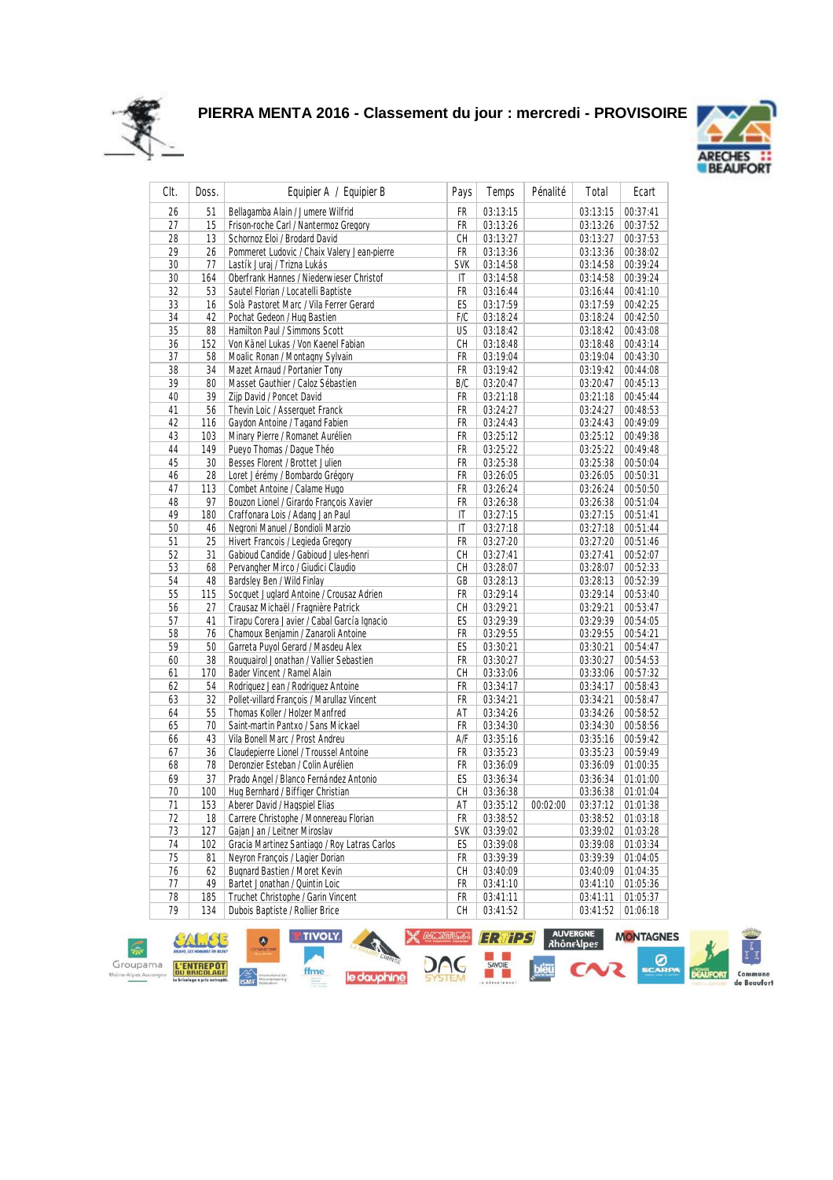# PIERRA MENTA 2016 - Classement du jour : mercredi - PROVISOIRE

| Clt. | Doss. | Equipier A / Equipier B | Pays | Temps | Pénalité | Total | Ecart |
|---|---|---|---|---|---|---|---|
| 26 | 51 | Bellagamba Alain / Jumere Wilfrid | FR | 03:13:15 | | 03:13:15 | 00:37:41 |
| 27 | 15 | Frison-roche Carl / Nantermoz Gregory | FR | 03:13:26 | | 03:13:26 | 00:37:52 |
| 28 | 13 | Schornoz Eloi / Brodard David | CH | 03:13:27 | | 03:13:27 | 00:37:53 |
| 29 | 26 | Pommeret Ludovic / Chaix Valery Jean-pierre | FR | 03:13:36 | | 03:13:36 | 00:38:02 |
| 30 | 77 | Lastík Juraj / Trizna Lukás | SVK | 03:14:58 | | 03:14:58 | 00:39:24 |
| 30 | 164 | Oberfrank Hannes / Niederwieser Christof | IT | 03:14:58 | | 03:14:58 | 00:39:24 |
| 32 | 53 | Sautel Florian / Locatelli Baptiste | FR | 03:16:44 | | 03:16:44 | 00:41:10 |
| 33 | 16 | Solà Pastoret Marc / Vila Ferrer Gerard | ES | 03:17:59 | | 03:17:59 | 00:42:25 |
| 34 | 42 | Pochat Gedeon / Hug Bastien | F/C | 03:18:24 | | 03:18:24 | 00:42:50 |
| 35 | 88 | Hamilton Paul / Simmons Scott | US | 03:18:42 | | 03:18:42 | 00:43:08 |
| 36 | 152 | Von Känel Lukas / Von Kaenel Fabian | CH | 03:18:48 | | 03:18:48 | 00:43:14 |
| 37 | 58 | Moalic Ronan / Montagny Sylvain | FR | 03:19:04 | | 03:19:04 | 00:43:30 |
| 38 | 34 | Mazet Arnaud / Portanier Tony | FR | 03:19:42 | | 03:19:42 | 00:44:08 |
| 39 | 80 | Masset Gauthier / Caloz Sébastien | B/C | 03:20:47 | | 03:20:47 | 00:45:13 |
| 40 | 39 | Zijp David / Poncet David | FR | 03:21:18 | | 03:21:18 | 00:45:44 |
| 41 | 56 | Thevin Loic / Asserquet Franck | FR | 03:24:27 | | 03:24:27 | 00:48:53 |
| 42 | 116 | Gaydon Antoine / Tagand Fabien | FR | 03:24:43 | | 03:24:43 | 00:49:09 |
| 43 | 103 | Minary Pierre / Romanet Aurélien | FR | 03:25:12 | | 03:25:12 | 00:49:38 |
| 44 | 149 | Pueyo Thomas / Dague Théo | FR | 03:25:22 | | 03:25:22 | 00:49:48 |
| 45 | 30 | Besses Florent / Brottet Julien | FR | 03:25:38 | | 03:25:38 | 00:50:04 |
| 46 | 28 | Loret Jérémy / Bombardo Grégory | FR | 03:26:05 | | 03:26:05 | 00:50:31 |
| 47 | 113 | Combet Antoine / Calame Hugo | FR | 03:26:24 | | 03:26:24 | 00:50:50 |
| 48 | 97 | Bouzon Lionel / Girardo François Xavier | FR | 03:26:38 | | 03:26:38 | 00:51:04 |
| 49 | 180 | Craffonara Lois / Adang Jan Paul | IT | 03:27:15 | | 03:27:15 | 00:51:41 |
| 50 | 46 | Negroni Manuel / Bondioli Marzio | IT | 03:27:18 | | 03:27:18 | 00:51:44 |
| 51 | 25 | Hivert Francois / Legieda Gregory | FR | 03:27:20 | | 03:27:20 | 00:51:46 |
| 52 | 31 | Gabioud Candide / Gabioud Jules-henri | CH | 03:27:41 | | 03:27:41 | 00:52:07 |
| 53 | 68 | Pervangher Mirco / Giudici Claudio | CH | 03:28:07 | | 03:28:07 | 00:52:33 |
| 54 | 48 | Bardsley Ben / Wild Finlay | GB | 03:28:13 | | 03:28:13 | 00:52:39 |
| 55 | 115 | Socquet Juglard Antoine / Crousaz Adrien | FR | 03:29:14 | | 03:29:14 | 00:53:40 |
| 56 | 27 | Crausaz Michaël / Fragnière Patrick | CH | 03:29:21 | | 03:29:21 | 00:53:47 |
| 57 | 41 | Tirapu Corera Javier / Cabal García Ignacio | ES | 03:29:39 | | 03:29:39 | 00:54:05 |
| 58 | 76 | Chamoux Benjamin / Zanaroli Antoine | FR | 03:29:55 | | 03:29:55 | 00:54:21 |
| 59 | 50 | Garreta Puyol Gerard / Masdeu Alex | ES | 03:30:21 | | 03:30:21 | 00:54:47 |
| 60 | 38 | Rouquairol Jonathan / Vallier Sebastien | FR | 03:30:27 | | 03:30:27 | 00:54:53 |
| 61 | 170 | Bader Vincent / Ramel Alain | CH | 03:33:06 | | 03:33:06 | 00:57:32 |
| 62 | 54 | Rodriguez Jean / Rodriguez Antoine | FR | 03:34:17 | | 03:34:17 | 00:58:43 |
| 63 | 32 | Pollet-villard François / Marullaz Vincent | FR | 03:34:21 | | 03:34:21 | 00:58:47 |
| 64 | 55 | Thomas Koller / Holzer Manfred | AT | 03:34:26 | | 03:34:26 | 00:58:52 |
| 65 | 70 | Saint-martin Pantxo / Sans Mickael | FR | 03:34:30 | | 03:34:30 | 00:58:56 |
| 66 | 43 | Vila Bonell Marc / Prost Andreu | A/F | 03:35:16 | | 03:35:16 | 00:59:42 |
| 67 | 36 | Claudepierre Lionel / Troussel Antoine | FR | 03:35:23 | | 03:35:23 | 00:59:49 |
| 68 | 78 | Deronzier Esteban / Colin Aurélien | FR | 03:36:09 | | 03:36:09 | 01:00:35 |
| 69 | 37 | Prado Angel / Blanco Fernández Antonio | ES | 03:36:34 | | 03:36:34 | 01:01:00 |
| 70 | 100 | Hug Bernhard / Biffiger Christian | CH | 03:36:38 | | 03:36:38 | 01:01:04 |
| 71 | 153 | Aberer David / Hagspiel Elias | AT | 03:35:12 | 00:02:00 | 03:37:12 | 01:01:38 |
| 72 | 18 | Carrere Christophe / Monnereau Florian | FR | 03:38:52 | | 03:38:52 | 01:03:18 |
| 73 | 127 | Gajan Jan / Leitner Miroslav | SVK | 03:39:02 | | 03:39:02 | 01:03:28 |
| 74 | 102 | Gracia Martinez Santiago / Roy Latras Carlos | ES | 03:39:08 | | 03:39:08 | 01:03:34 |
| 75 | 81 | Neyron François / Lagier Dorian | FR | 03:39:39 | | 03:39:39 | 01:04:05 |
| 76 | 62 | Bugnard Bastien / Moret Kevin | CH | 03:40:09 | | 03:40:09 | 01:04:35 |
| 77 | 49 | Bartet Jonathan / Quintin Loic | FR | 03:41:10 | | 03:41:10 | 01:05:36 |
| 78 | 185 | Truchet Christophe / Garin Vincent | FR | 03:41:11 | | 03:41:11 | 01:05:37 |
| 79 | 134 | Dubois Baptiste / Rollier Brice | CH | 03:41:52 | | 03:41:52 | 01:06:18 |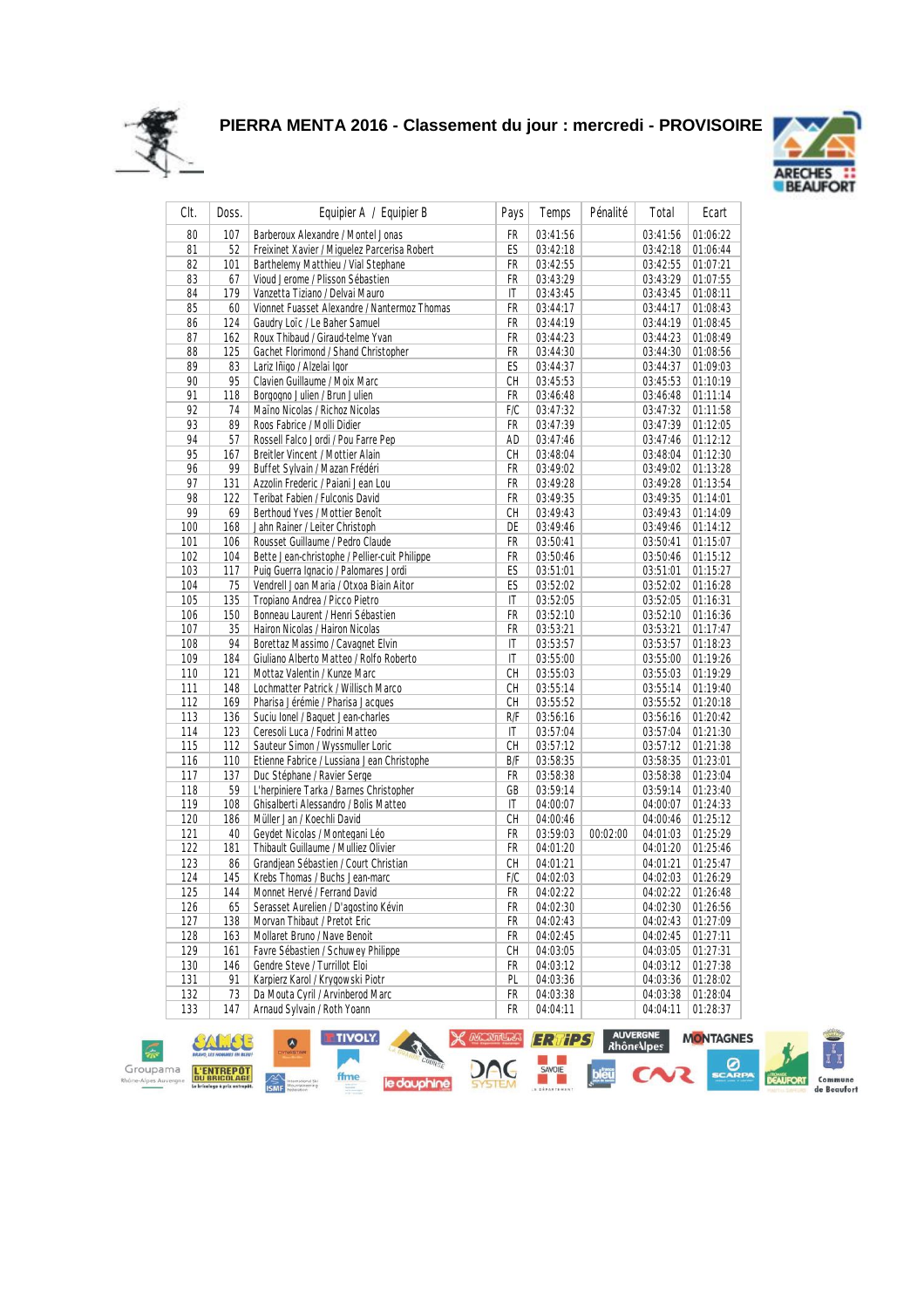# PIERRA MENTA 2016 - Classement du jour : mercredi - PROVISOIRE

| Clt. | Doss. | Equipier A / Equipier B | Pays | Temps | Pénalité | Total | Ecart |
|---|---|---|---|---|---|---|---|
| 80 | 107 | Barberoux Alexandre / Montel Jonas | FR | 03:41:56 | | 03:41:56 | 01:06:22 |
| 81 | 52 | Freixinet Xavier / Miguelez Parcerisa Robert | ES | 03:42:18 | | 03:42:18 | 01:06:44 |
| 82 | 101 | Barthelemy Matthieu / Vial Stephane | FR | 03:42:55 | | 03:42:55 | 01:07:21 |
| 83 | 67 | Vioud Jerome / Plisson Sébastien | FR | 03:43:29 | | 03:43:29 | 01:07:55 |
| 84 | 179 | Vanzetta Tiziano / Delvai Mauro | IT | 03:43:45 | | 03:43:45 | 01:08:11 |
| 85 | 60 | Vionnet Fuasset Alexandre / Nantermoz Thomas | FR | 03:44:17 | | 03:44:17 | 01:08:43 |
| 86 | 124 | Gaudry Loïc / Le Baher Samuel | FR | 03:44:19 | | 03:44:19 | 01:08:45 |
| 87 | 162 | Roux Thibaud / Giraud-telme Yvan | FR | 03:44:23 | | 03:44:23 | 01:08:49 |
| 88 | 125 | Gachet Florimond / Shand Christopher | FR | 03:44:30 | | 03:44:30 | 01:08:56 |
| 89 | 83 | Lariz Iñigo / Alzelai Igor | ES | 03:44:37 | | 03:44:37 | 01:09:03 |
| 90 | 95 | Clavien Guillaume / Moix Marc | CH | 03:45:53 | | 03:45:53 | 01:10:19 |
| 91 | 118 | Borgogno Julien / Brun Julien | FR | 03:46:48 | | 03:46:48 | 01:11:14 |
| 92 | 74 | Maïno Nicolas / Richoz Nicolas | F/C | 03:47:32 | | 03:47:32 | 01:11:58 |
| 93 | 89 | Roos Fabrice / Molli Didier | FR | 03:47:39 | | 03:47:39 | 01:12:05 |
| 94 | 57 | Rossell Falco Jordi / Pou Farre Pep | AD | 03:47:46 | | 03:47:46 | 01:12:12 |
| 95 | 167 | Breitler Vincent / Mottier Alain | CH | 03:48:04 | | 03:48:04 | 01:12:30 |
| 96 | 99 | Buffet Sylvain / Mazan Frédéri | FR | 03:49:02 | | 03:49:02 | 01:13:28 |
| 97 | 131 | Azzolin Frederic / Paiani Jean Lou | FR | 03:49:28 | | 03:49:28 | 01:13:54 |
| 98 | 122 | Teribat Fabien / Fulconis David | FR | 03:49:35 | | 03:49:35 | 01:14:01 |
| 99 | 69 | Berthoud Yves / Mottier Benoît | CH | 03:49:43 | | 03:49:43 | 01:14:09 |
| 100 | 168 | Jahn Rainer / Leiter Christoph | DE | 03:49:46 | | 03:49:46 | 01:14:12 |
| 101 | 106 | Rousset Guillaume / Pedro Claude | FR | 03:50:41 | | 03:50:41 | 01:15:07 |
| 102 | 104 | Bette Jean-christophe / Pellier-cuit Philippe | FR | 03:50:46 | | 03:50:46 | 01:15:12 |
| 103 | 117 | Puig Guerra Ignacio / Palomares Jordi | ES | 03:51:01 | | 03:51:01 | 01:15:27 |
| 104 | 75 | Vendrell Joan Maria / Otxoa Biain Aitor | ES | 03:52:02 | | 03:52:02 | 01:16:28 |
| 105 | 135 | Tropiano Andrea / Picco Pietro | IT | 03:52:05 | | 03:52:05 | 01:16:31 |
| 106 | 150 | Bonneau Laurent / Henri Sébastien | FR | 03:52:10 | | 03:52:10 | 01:16:36 |
| 107 | 35 | Hairon Nicolas / Hairon Nicolas | FR | 03:53:21 | | 03:53:21 | 01:17:47 |
| 108 | 94 | Borettaz Massimo / Cavagnet Elvin | IT | 03:53:57 | | 03:53:57 | 01:18:23 |
| 109 | 184 | Giuliano Alberto Matteo / Rolfo Roberto | IT | 03:55:00 | | 03:55:00 | 01:19:26 |
| 110 | 121 | Mottaz Valentin / Kunze Marc | CH | 03:55:03 | | 03:55:03 | 01:19:29 |
| 111 | 148 | Lochmatter Patrick / Willisch Marco | CH | 03:55:14 | | 03:55:14 | 01:19:40 |
| 112 | 169 | Pharisa Jérémie / Pharisa Jacques | CH | 03:55:52 | | 03:55:52 | 01:20:18 |
| 113 | 136 | Suciu Ionel / Baquet Jean-charles | R/F | 03:56:16 | | 03:56:16 | 01:20:42 |
| 114 | 123 | Ceresoli Luca / Fodrini Matteo | IT | 03:57:04 | | 03:57:04 | 01:21:30 |
| 115 | 112 | Sauteur Simon / Wyssmuller Loric | CH | 03:57:12 | | 03:57:12 | 01:21:38 |
| 116 | 110 | Etienne Fabrice / Lussiana Jean Christophe | B/F | 03:58:35 | | 03:58:35 | 01:23:01 |
| 117 | 137 | Duc Stéphane / Ravier Serge | FR | 03:58:38 | | 03:58:38 | 01:23:04 |
| 118 | 59 | L'herpiniere Tarka / Barnes Christopher | GB | 03:59:14 | | 03:59:14 | 01:23:40 |
| 119 | 108 | Ghisalberti Alessandro / Bolis Matteo | IT | 04:00:07 | | 04:00:07 | 01:24:33 |
| 120 | 186 | Müller Jan / Koechli David | CH | 04:00:46 | | 04:00:46 | 01:25:12 |
| 121 | 40 | Geydet Nicolas / Montegani Léo | FR | 03:59:03 | 00:02:00 | 04:01:03 | 01:25:29 |
| 122 | 181 | Thibault Guillaume / Mulliez Olivier | FR | 04:01:20 | | 04:01:20 | 01:25:46 |
| 123 | 86 | Grandjean Sébastien / Court Christian | CH | 04:01:21 | | 04:01:21 | 01:25:47 |
| 124 | 145 | Krebs Thomas / Buchs Jean-marc | F/C | 04:02:03 | | 04:02:03 | 01:26:29 |
| 125 | 144 | Monnet Hervé / Ferrand David | FR | 04:02:22 | | 04:02:22 | 01:26:48 |
| 126 | 65 | Serasset Aurelien / D'agostino Kévin | FR | 04:02:30 | | 04:02:30 | 01:26:56 |
| 127 | 138 | Morvan Thibaut / Pretot Eric | FR | 04:02:43 | | 04:02:43 | 01:27:09 |
| 128 | 163 | Mollaret Bruno / Nave Benoit | FR | 04:02:45 | | 04:02:45 | 01:27:11 |
| 129 | 161 | Favre Sébastien / Schuwey Philippe | CH | 04:03:05 | | 04:03:05 | 01:27:31 |
| 130 | 146 | Gendre Steve / Turrillot Eloi | FR | 04:03:12 | | 04:03:12 | 01:27:38 |
| 131 | 91 | Karpierz Karol / Krygowski Piotr | PL | 04:03:36 | | 04:03:36 | 01:28:02 |
| 132 | 73 | Da Mouta Cyril / Arvinberod Marc | FR | 04:03:38 | | 04:03:38 | 01:28:04 |
| 133 | 147 | Arnaud Sylvain / Roth Yoann | FR | 04:04:11 | | 04:04:11 | 01:28:37 |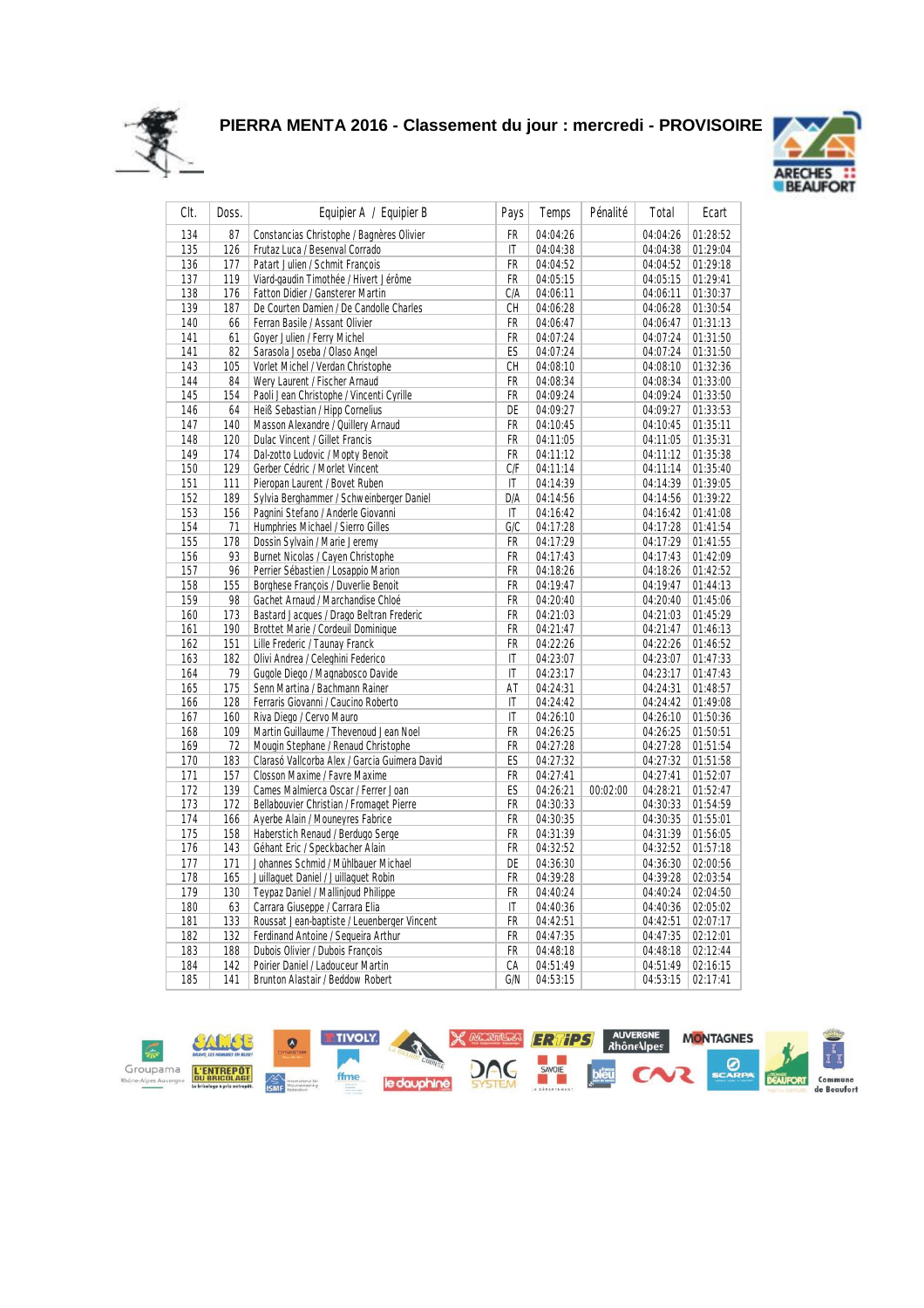# PIERRA MENTA 2016 - Classement du jour : mercredi - PROVISOIRE

| Clt. | Doss. | Equipier A / Equipier B | Pays | Temps | Pénalité | Total | Ecart |
|---|---|---|---|---|---|---|---|
| 134 | 87 | Constancias Christophe / Bagnères Olivier | FR | 04:04:26 | | 04:04:26 | 01:28:52 |
| 135 | 126 | Frutaz Luca / Besenval Corrado | IT | 04:04:38 | | 04:04:38 | 01:29:04 |
| 136 | 177 | Patart Julien / Schmit François | FR | 04:04:52 | | 04:04:52 | 01:29:18 |
| 137 | 119 | Viard-gaudin Timothée / Hivert Jérôme | FR | 04:05:15 | | 04:05:15 | 01:29:41 |
| 138 | 176 | Fatton Didier / Gansterer Martin | C/A | 04:06:11 | | 04:06:11 | 01:30:37 |
| 139 | 187 | De Courten Damien / De Candolle Charles | CH | 04:06:28 | | 04:06:28 | 01:30:54 |
| 140 | 66 | Ferran Basile / Assant Olivier | FR | 04:06:47 | | 04:06:47 | 01:31:13 |
| 141 | 61 | Goyer Julien / Ferry Michel | FR | 04:07:24 | | 04:07:24 | 01:31:50 |
| 141 | 82 | Sarasola Joseba / Olaso Angel | ES | 04:07:24 | | 04:07:24 | 01:31:50 |
| 143 | 105 | Vorlet Michel / Verdan Christophe | CH | 04:08:10 | | 04:08:10 | 01:32:36 |
| 144 | 84 | Wery Laurent / Fischer Arnaud | FR | 04:08:34 | | 04:08:34 | 01:33:00 |
| 145 | 154 | Paoli Jean Christophe / Vincenti Cyrille | FR | 04:09:24 | | 04:09:24 | 01:33:50 |
| 146 | 64 | Heiß Sebastian / Hipp Cornelius | DE | 04:09:27 | | 04:09:27 | 01:33:53 |
| 147 | 140 | Masson Alexandre / Quillery Arnaud | FR | 04:10:45 | | 04:10:45 | 01:35:11 |
| 148 | 120 | Dulac Vincent / Gillet Francis | FR | 04:11:05 | | 04:11:05 | 01:35:31 |
| 149 | 174 | Dal-zotto Ludovic / Mopty Benoit | FR | 04:11:12 | | 04:11:12 | 01:35:38 |
| 150 | 129 | Gerber Cédric / Morlet Vincent | C/F | 04:11:14 | | 04:11:14 | 01:35:40 |
| 151 | 111 | Pieropan Laurent / Bovet Ruben | IT | 04:14:39 | | 04:14:39 | 01:39:05 |
| 152 | 189 | Sylvia Berghammer / Schweinberger Daniel | D/A | 04:14:56 | | 04:14:56 | 01:39:22 |
| 153 | 156 | Pagnini Stefano / Anderle Giovanni | IT | 04:16:42 | | 04:16:42 | 01:41:08 |
| 154 | 71 | Humphries Michael / Sierro Gilles | G/C | 04:17:28 | | 04:17:28 | 01:41:54 |
| 155 | 178 | Dossin Sylvain / Marie Jeremy | FR | 04:17:29 | | 04:17:29 | 01:41:55 |
| 156 | 93 | Burnet Nicolas / Cayen Christophe | FR | 04:17:43 | | 04:17:43 | 01:42:09 |
| 157 | 96 | Perrier Sébastien / Losappio Marion | FR | 04:18:26 | | 04:18:26 | 01:42:52 |
| 158 | 155 | Borghese François / Duverlie Benoit | FR | 04:19:47 | | 04:19:47 | 01:44:13 |
| 159 | 98 | Gachet Arnaud / Marchandise Chloé | FR | 04:20:40 | | 04:20:40 | 01:45:06 |
| 160 | 173 | Bastard Jacques / Drago Beltran Frederic | FR | 04:21:03 | | 04:21:03 | 01:45:29 |
| 161 | 190 | Brottet Marie / Cordeuil Dominique | FR | 04:21:47 | | 04:21:47 | 01:46:13 |
| 162 | 151 | Lille Frederic / Taunay Franck | FR | 04:22:26 | | 04:22:26 | 01:46:52 |
| 163 | 182 | Olivi Andrea / Celeghini Federico | IT | 04:23:07 | | 04:23:07 | 01:47:33 |
| 164 | 79 | Gugole Diego / Magnabosco Davide | IT | 04:23:17 | | 04:23:17 | 01:47:43 |
| 165 | 175 | Senn Martina / Bachmann Rainer | AT | 04:24:31 | | 04:24:31 | 01:48:57 |
| 166 | 128 | Ferraris Giovanni / Caucino Roberto | IT | 04:24:42 | | 04:24:42 | 01:49:08 |
| 167 | 160 | Riva Diego / Cervo Mauro | IT | 04:26:10 | | 04:26:10 | 01:50:36 |
| 168 | 109 | Martin Guillaume / Thevenoud Jean Noel | FR | 04:26:25 | | 04:26:25 | 01:50:51 |
| 169 | 72 | Mougin Stephane / Renaud Christophe | FR | 04:27:28 | | 04:27:28 | 01:51:54 |
| 170 | 183 | Clarasó Vallcorba Alex / Garcia Guimera David | ES | 04:27:32 | | 04:27:32 | 01:51:58 |
| 171 | 157 | Closson Maxime / Favre Maxime | FR | 04:27:41 | | 04:27:41 | 01:52:07 |
| 172 | 139 | Cames Malmierca Oscar / Ferrer Joan | ES | 04:26:21 | 00:02:00 | 04:28:21 | 01:52:47 |
| 173 | 172 | Bellabouvier Christian / Fromaget Pierre | FR | 04:30:33 | | 04:30:33 | 01:54:59 |
| 174 | 166 | Ayerbe Alain / Mouneyres Fabrice | FR | 04:30:35 | | 04:30:35 | 01:55:01 |
| 175 | 158 | Haberstich Renaud / Berdugo Serge | FR | 04:31:39 | | 04:31:39 | 01:56:05 |
| 176 | 143 | Géhant Eric / Speckbacher Alain | FR | 04:32:52 | | 04:32:52 | 01:57:18 |
| 177 | 171 | Johannes Schmid / Mühlbauer Michael | DE | 04:36:30 | | 04:36:30 | 02:00:56 |
| 178 | 165 | Juillaguet Daniel / Juillaguet Robin | FR | 04:39:28 | | 04:39:28 | 02:03:54 |
| 179 | 130 | Teypaz Daniel / Mallinjoud Philippe | FR | 04:40:24 | | 04:40:24 | 02:04:50 |
| 180 | 63 | Carrara Giuseppe / Carrara Elia | IT | 04:40:36 | | 04:40:36 | 02:05:02 |
| 181 | 133 | Roussat Jean-baptiste / Leuenberger Vincent | FR | 04:42:51 | | 04:42:51 | 02:07:17 |
| 182 | 132 | Ferdinand Antoine / Sequeira Arthur | FR | 04:47:35 | | 04:47:35 | 02:12:01 |
| 183 | 188 | Dubois Olivier / Dubois François | FR | 04:48:18 | | 04:48:18 | 02:12:44 |
| 184 | 142 | Poirier Daniel / Ladouceur Martin | CA | 04:51:49 | | 04:51:49 | 02:16:15 |
| 185 | 141 | Brunton Alastair / Beddow Robert | G/N | 04:53:15 | | 04:53:15 | 02:17:41 |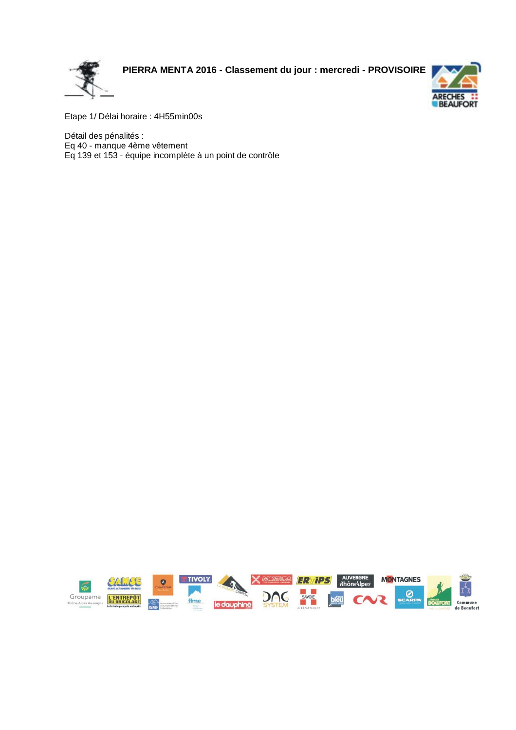**PIERRA MENTA 2016 - Classement du jour : mercredi - PROVISOIRE**

Etape 1/ Délai horaire : 4H55min00s

Détail des pénalités :
Eq 40 - manque 4ème vêtement
Eq 139 et 153 - équipe incomplète à un point de contrôle